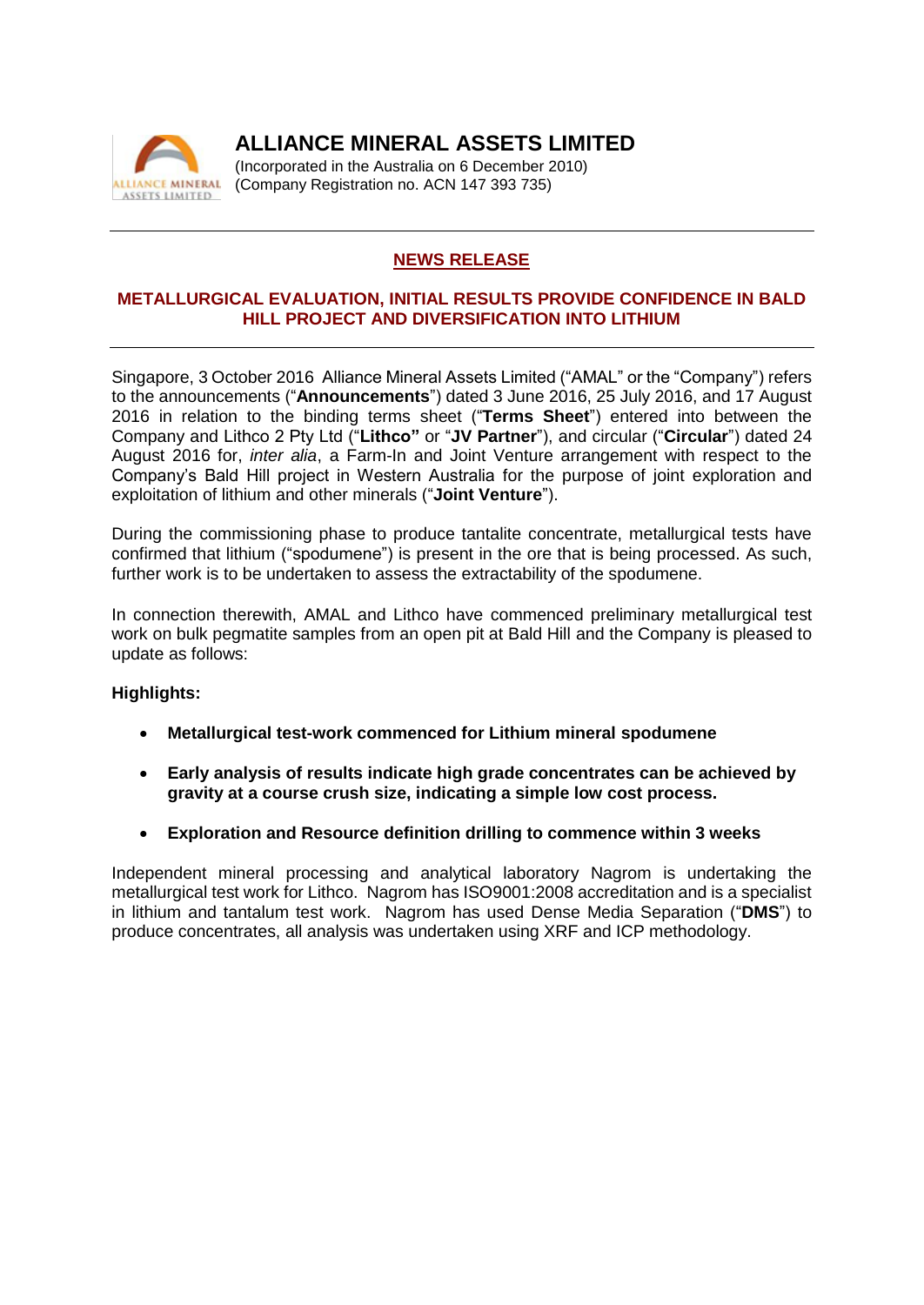# ALLIANCE MINERAL ASSETS LIMITED

(Incorporated in the Australia on 6 December 2010)
(Company Registration no. ACN 147 393 735)

---

## NEWS RELEASE

### METALLURGICAL EVALUATION, INITIAL RESULTS PROVIDE CONFIDENCE IN BALD HILL PROJECT AND DIVERSIFICATION INTO LITHIUM

---

Singapore, 3 October 2016 Alliance Mineral Assets Limited ("AMAL" or the "Company") refers to the announcements ("**Announcements**") dated 3 June 2016, 25 July 2016, and 17 August 2016 in relation to the binding terms sheet ("**Terms Sheet**") entered into between the Company and Lithco 2 Pty Ltd ("**Lithco"** or "**JV Partner**"), and circular ("**Circular**") dated 24 August 2016 for, *inter alia*, a Farm-In and Joint Venture arrangement with respect to the Company's Bald Hill project in Western Australia for the purpose of joint exploration and exploitation of lithium and other minerals ("**Joint Venture**").

During the commissioning phase to produce tantalite concentrate, metallurgical tests have confirmed that lithium ("spodumene") is present in the ore that is being processed. As such, further work is to be undertaken to assess the extractability of the spodumene.

In connection therewith, AMAL and Lithco have commenced preliminary metallurgical test work on bulk pegmatite samples from an open pit at Bald Hill and the Company is pleased to update as follows:

**Highlights:**

- **Metallurgical test-work commenced for Lithium mineral spodumene**
- **Early analysis of results indicate high grade concentrates can be achieved by gravity at a course crush size, indicating a simple low cost process.**
- **Exploration and Resource definition drilling to commence within 3 weeks**

Independent mineral processing and analytical laboratory Nagrom is undertaking the metallurgical test work for Lithco. Nagrom has ISO9001:2008 accreditation and is a specialist in lithium and tantalum test work. Nagrom has used Dense Media Separation ("**DMS**") to produce concentrates, all analysis was undertaken using XRF and ICP methodology.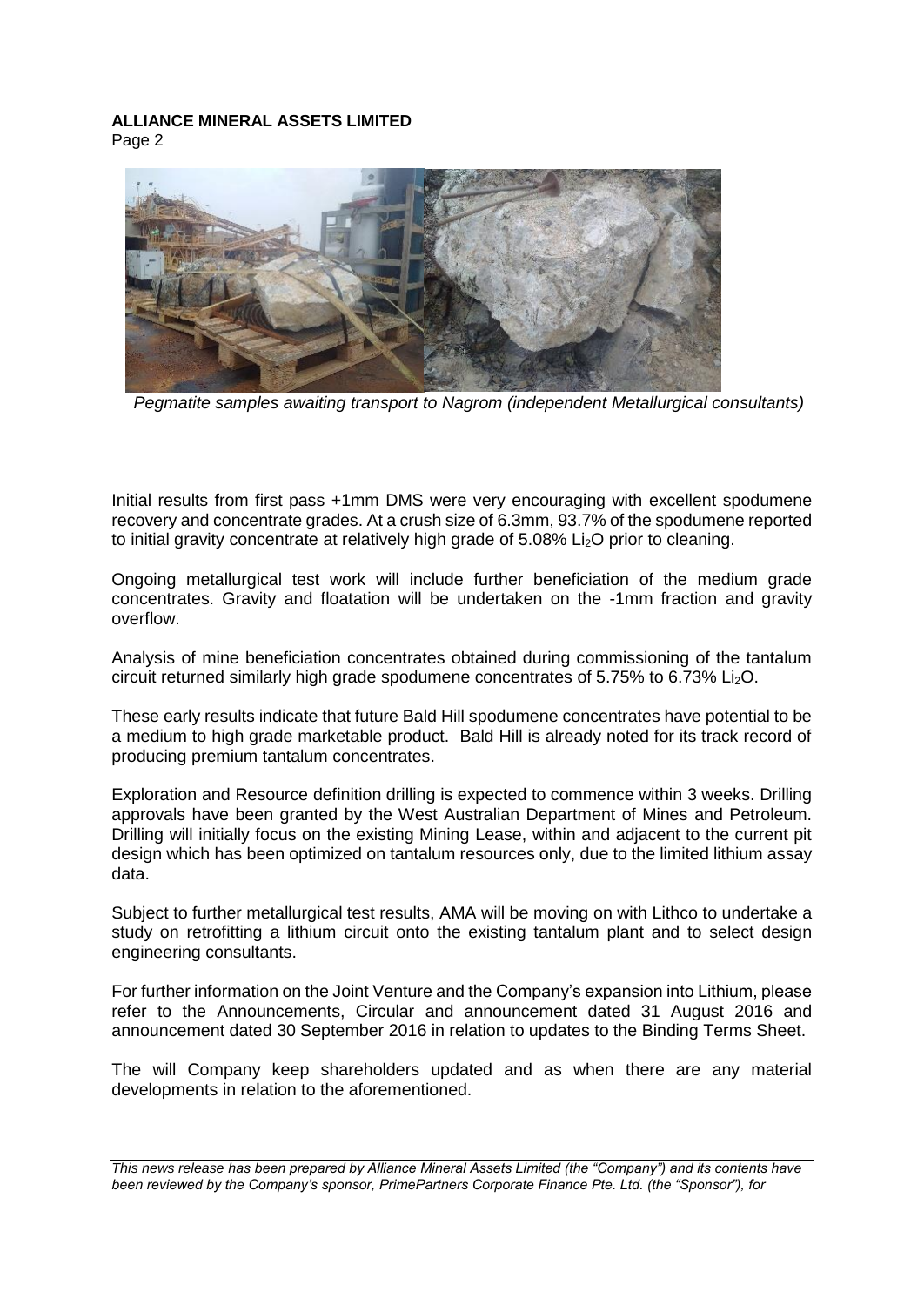*Pegmatite samples awaiting transport to Nagrom (independent Metallurgical consultants)*

Initial results from first pass +1mm DMS were very encouraging with excellent spodumene recovery and concentrate grades. At a crush size of 6.3mm, 93.7% of the spodumene reported to initial gravity concentrate at relatively high grade of 5.08% $Li_2O$ prior to cleaning.

Ongoing metallurgical test work will include further beneficiation of the medium grade concentrates. Gravity and floatation will be undertaken on the -1mm fraction and gravity overflow.

Analysis of mine beneficiation concentrates obtained during commissioning of the tantalum circuit returned similarly high grade spodumene concentrates of 5.75% to 6.73% $Li_2O$.

These early results indicate that future Bald Hill spodumene concentrates have potential to be a medium to high grade marketable product. Bald Hill is already noted for its track record of producing premium tantalum concentrates.

Exploration and Resource definition drilling is expected to commence within 3 weeks. Drilling approvals have been granted by the West Australian Department of Mines and Petroleum. Drilling will initially focus on the existing Mining Lease, within and adjacent to the current pit design which has been optimized on tantalum resources only, due to the limited lithium assay data.

Subject to further metallurgical test results, AMA will be moving on with Lithco to undertake a study on retrofitting a lithium circuit onto the existing tantalum plant and to select design engineering consultants.

For further information on the Joint Venture and the Company's expansion into Lithium, please refer to the Announcements, Circular and announcement dated 31 August 2016 and announcement dated 30 September 2016 in relation to updates to the Binding Terms Sheet.

The will Company keep shareholders updated and as when there are any material developments in relation to the aforementioned.

*This news release has been prepared by Alliance Mineral Assets Limited (the "Company") and its contents have been reviewed by the Company's sponsor, PrimePartners Corporate Finance Pte. Ltd. (the "Sponsor"), for*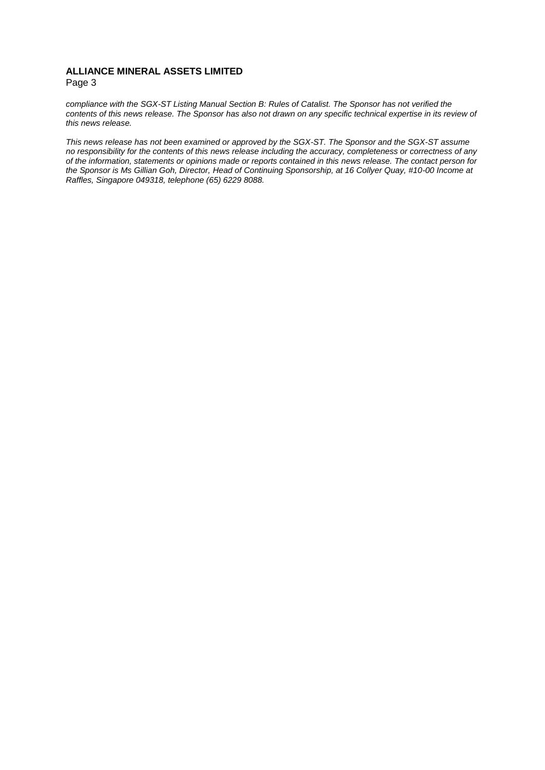*compliance with the SGX-ST Listing Manual Section B: Rules of Catalist. The Sponsor has not verified the contents of this news release. The Sponsor has also not drawn on any specific technical expertise in its review of this news release.*

*This news release has not been examined or approved by the SGX-ST. The Sponsor and the SGX-ST assume no responsibility for the contents of this news release including the accuracy, completeness or correctness of any of the information, statements or opinions made or reports contained in this news release. The contact person for the Sponsor is Ms Gillian Goh, Director, Head of Continuing Sponsorship, at 16 Collyer Quay, #10-00 Income at Raffles, Singapore 049318, telephone (65) 6229 8088.*